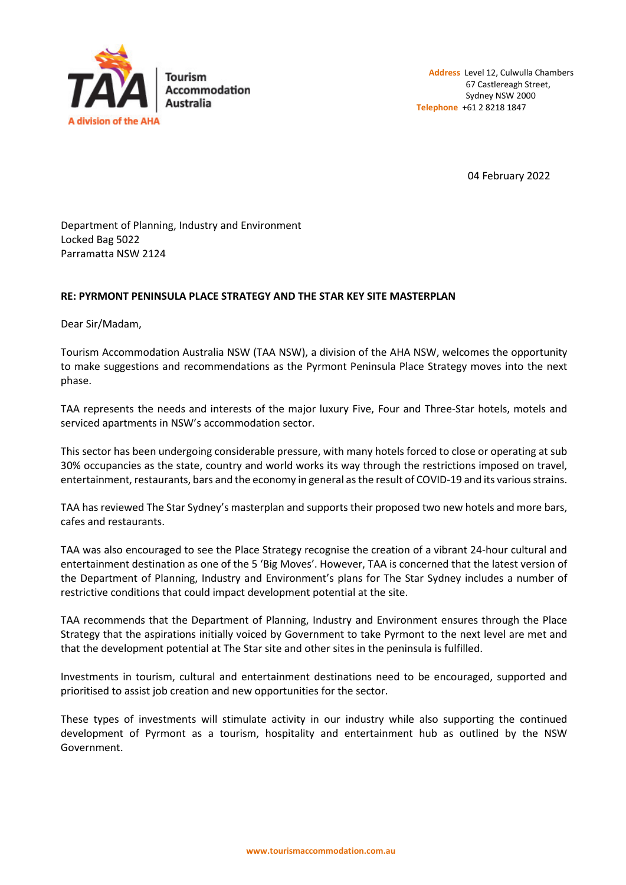**Tourism Accommodation Australia**

A division of the AHA

**Address** Level 12, Culwulla Chambers
67 Castlereagh Street,
Sydney NSW 2000
**Telephone** +61 2 8218 1847

04 February 2022

Department of Planning, Industry and Environment
Locked Bag 5022
Parramatta NSW 2124

**RE: PYRMONT PENINSULA PLACE STRATEGY AND THE STAR KEY SITE MASTERPLAN**

Dear Sir/Madam,

Tourism Accommodation Australia NSW (TAA NSW), a division of the AHA NSW, welcomes the opportunity to make suggestions and recommendations as the Pyrmont Peninsula Place Strategy moves into the next phase.

TAA represents the needs and interests of the major luxury Five, Four and Three-Star hotels, motels and serviced apartments in NSW's accommodation sector.

This sector has been undergoing considerable pressure, with many hotels forced to close or operating at sub 30% occupancies as the state, country and world works its way through the restrictions imposed on travel, entertainment, restaurants, bars and the economy in general as the result of COVID-19 and its various strains.

TAA has reviewed The Star Sydney's masterplan and supports their proposed two new hotels and more bars, cafes and restaurants.

TAA was also encouraged to see the Place Strategy recognise the creation of a vibrant 24-hour cultural and entertainment destination as one of the 5 'Big Moves'. However, TAA is concerned that the latest version of the Department of Planning, Industry and Environment's plans for The Star Sydney includes a number of restrictive conditions that could impact development potential at the site.

TAA recommends that the Department of Planning, Industry and Environment ensures through the Place Strategy that the aspirations initially voiced by Government to take Pyrmont to the next level are met and that the development potential at The Star site and other sites in the peninsula is fulfilled.

Investments in tourism, cultural and entertainment destinations need to be encouraged, supported and prioritised to assist job creation and new opportunities for the sector.

These types of investments will stimulate activity in our industry while also supporting the continued development of Pyrmont as a tourism, hospitality and entertainment hub as outlined by the NSW Government.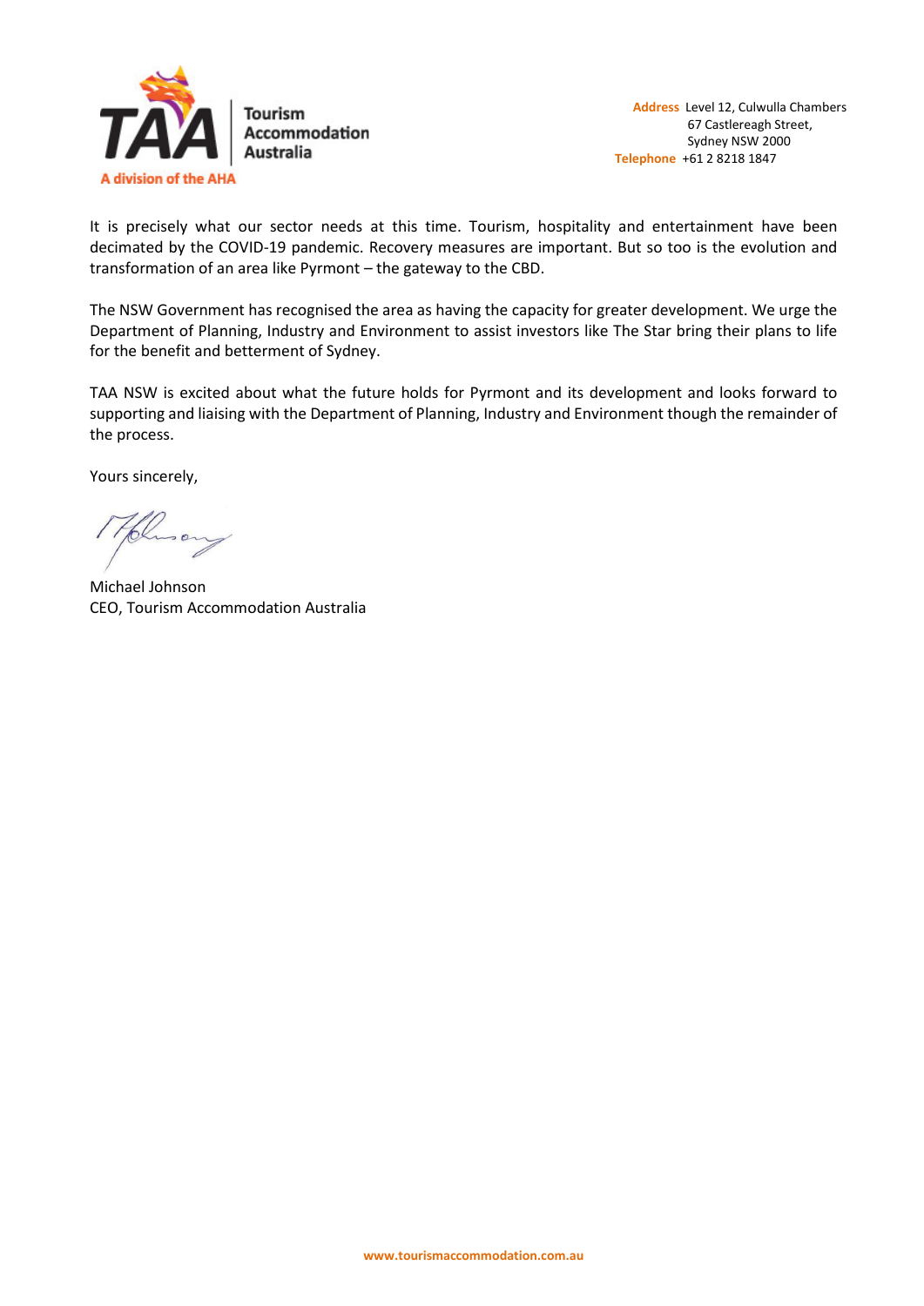It is precisely what our sector needs at this time. Tourism, hospitality and entertainment have been decimated by the COVID-19 pandemic. Recovery measures are important. But so too is the evolution and transformation of an area like Pyrmont – the gateway to the CBD.

The NSW Government has recognised the area as having the capacity for greater development. We urge the Department of Planning, Industry and Environment to assist investors like The Star bring their plans to life for the benefit and betterment of Sydney.

TAA NSW is excited about what the future holds for Pyrmont and its development and looks forward to supporting and liaising with the Department of Planning, Industry and Environment though the remainder of the process.

Yours sincerely,

Michael Johnson
CEO, Tourism Accommodation Australia